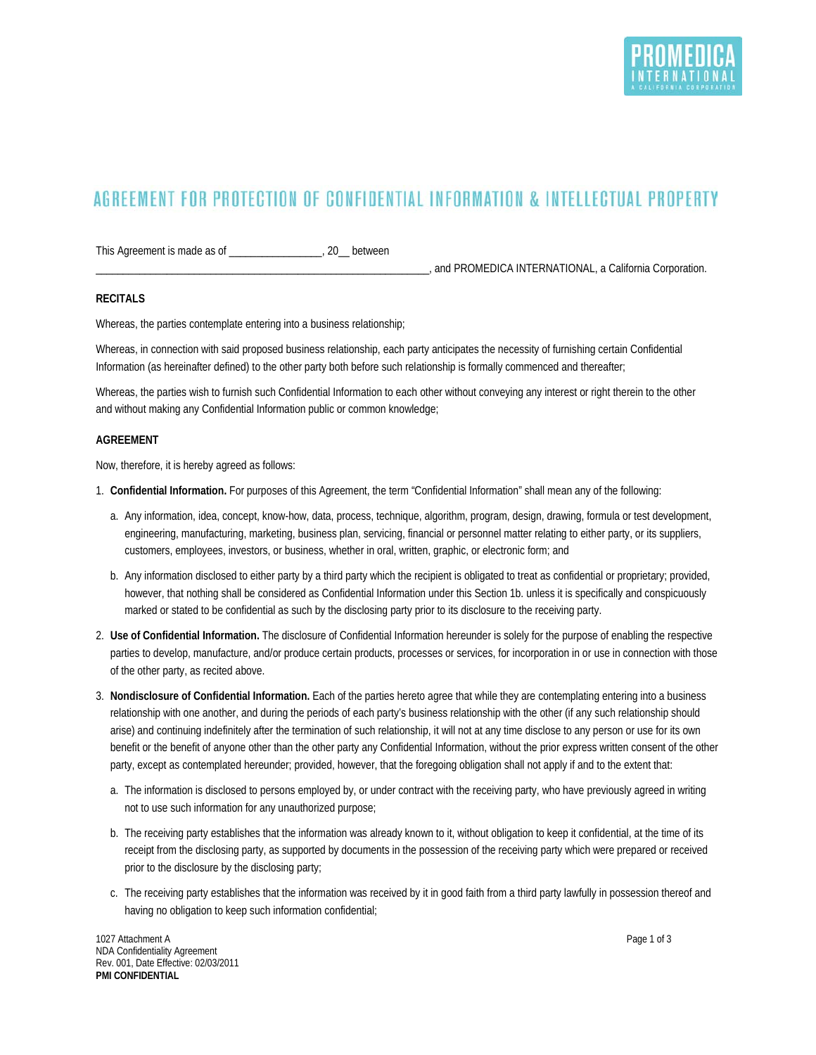# AGREEMENT FOR PROTECTION OF CONFIDENTIAL INFORMATION & INTELLECTUAL PROPERTY

This Agreement is made as of _________________, 20__ between _______________________________________________________________, and PROMEDICA INTERNATIONAL, a California Corporation.

**RECITALS**

Whereas, the parties contemplate entering into a business relationship;

Whereas, in connection with said proposed business relationship, each party anticipates the necessity of furnishing certain Confidential Information (as hereinafter defined) to the other party both before such relationship is formally commenced and thereafter;

Whereas, the parties wish to furnish such Confidential Information to each other without conveying any interest or right therein to the other and without making any Confidential Information public or common knowledge;

**AGREEMENT**

Now, therefore, it is hereby agreed as follows:

1. **Confidential Information.** For purposes of this Agreement, the term "Confidential Information" shall mean any of the following:
   a. Any information, idea, concept, know-how, data, process, technique, algorithm, program, design, drawing, formula or test development, engineering, manufacturing, marketing, business plan, servicing, financial or personnel matter relating to either party, or its suppliers, customers, employees, investors, or business, whether in oral, written, graphic, or electronic form; and
   b. Any information disclosed to either party by a third party which the recipient is obligated to treat as confidential or proprietary; provided, however, that nothing shall be considered as Confidential Information under this Section 1b. unless it is specifically and conspicuously marked or stated to be confidential as such by the disclosing party prior to its disclosure to the receiving party.
2. **Use of Confidential Information.** The disclosure of Confidential Information hereunder is solely for the purpose of enabling the respective parties to develop, manufacture, and/or produce certain products, processes or services, for incorporation in or use in connection with those of the other party, as recited above.
3. **Nondisclosure of Confidential Information.** Each of the parties hereto agree that while they are contemplating entering into a business relationship with one another, and during the periods of each party's business relationship with the other (if any such relationship should arise) and continuing indefinitely after the termination of such relationship, it will not at any time disclose to any person or use for its own benefit or the benefit of anyone other than the other party any Confidential Information, without the prior express written consent of the other party, except as contemplated hereunder; provided, however, that the foregoing obligation shall not apply if and to the extent that:
   a. The information is disclosed to persons employed by, or under contract with the receiving party, who have previously agreed in writing not to use such information for any unauthorized purpose;
   b. The receiving party establishes that the information was already known to it, without obligation to keep it confidential, at the time of its receipt from the disclosing party, as supported by documents in the possession of the receiving party which were prepared or received prior to the disclosure by the disclosing party;
   c. The receiving party establishes that the information was received by it in good faith from a third party lawfully in possession thereof and having no obligation to keep such information confidential;

1027 Attachment A
NDA Confidentiality Agreement
Rev. 001, Date Effective: 02/03/2011
**PMI CONFIDENTIAL**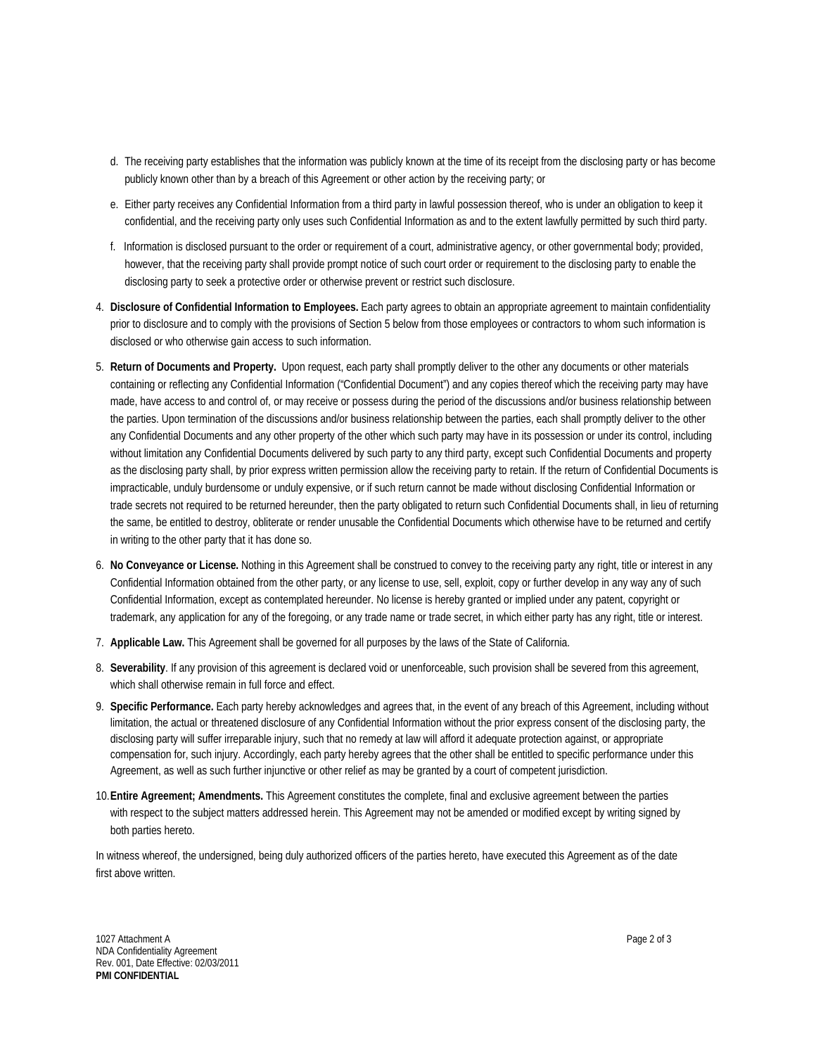d. The receiving party establishes that the information was publicly known at the time of its receipt from the disclosing party or has become publicly known other than by a breach of this Agreement or other action by the receiving party; or

e. Either party receives any Confidential Information from a third party in lawful possession thereof, who is under an obligation to keep it confidential, and the receiving party only uses such Confidential Information as and to the extent lawfully permitted by such third party.

f. Information is disclosed pursuant to the order or requirement of a court, administrative agency, or other governmental body; provided, however, that the receiving party shall provide prompt notice of such court order or requirement to the disclosing party to enable the disclosing party to seek a protective order or otherwise prevent or restrict such disclosure.

4. **Disclosure of Confidential Information to Employees.** Each party agrees to obtain an appropriate agreement to maintain confidentiality prior to disclosure and to comply with the provisions of Section 5 below from those employees or contractors to whom such information is disclosed or who otherwise gain access to such information.

5. **Return of Documents and Property.** Upon request, each party shall promptly deliver to the other any documents or other materials containing or reflecting any Confidential Information ("Confidential Document") and any copies thereof which the receiving party may have made, have access to and control of, or may receive or possess during the period of the discussions and/or business relationship between the parties. Upon termination of the discussions and/or business relationship between the parties, each shall promptly deliver to the other any Confidential Documents and any other property of the other which such party may have in its possession or under its control, including without limitation any Confidential Documents delivered by such party to any third party, except such Confidential Documents and property as the disclosing party shall, by prior express written permission allow the receiving party to retain. If the return of Confidential Documents is impracticable, unduly burdensome or unduly expensive, or if such return cannot be made without disclosing Confidential Information or trade secrets not required to be returned hereunder, then the party obligated to return such Confidential Documents shall, in lieu of returning the same, be entitled to destroy, obliterate or render unusable the Confidential Documents which otherwise have to be returned and certify in writing to the other party that it has done so.

6. **No Conveyance or License.** Nothing in this Agreement shall be construed to convey to the receiving party any right, title or interest in any Confidential Information obtained from the other party, or any license to use, sell, exploit, copy or further develop in any way any of such Confidential Information, except as contemplated hereunder. No license is hereby granted or implied under any patent, copyright or trademark, any application for any of the foregoing, or any trade name or trade secret, in which either party has any right, title or interest.

7. **Applicable Law.** This Agreement shall be governed for all purposes by the laws of the State of California.

8. **Severability**. If any provision of this agreement is declared void or unenforceable, such provision shall be severed from this agreement, which shall otherwise remain in full force and effect.

9. **Specific Performance.** Each party hereby acknowledges and agrees that, in the event of any breach of this Agreement, including without limitation, the actual or threatened disclosure of any Confidential Information without the prior express consent of the disclosing party, the disclosing party will suffer irreparable injury, such that no remedy at law will afford it adequate protection against, or appropriate compensation for, such injury. Accordingly, each party hereby agrees that the other shall be entitled to specific performance under this Agreement, as well as such further injunctive or other relief as may be granted by a court of competent jurisdiction.

10. **Entire Agreement; Amendments.** This Agreement constitutes the complete, final and exclusive agreement between the parties with respect to the subject matters addressed herein. This Agreement may not be amended or modified except by writing signed by both parties hereto.

In witness whereof, the undersigned, being duly authorized officers of the parties hereto, have executed this Agreement as of the date first above written.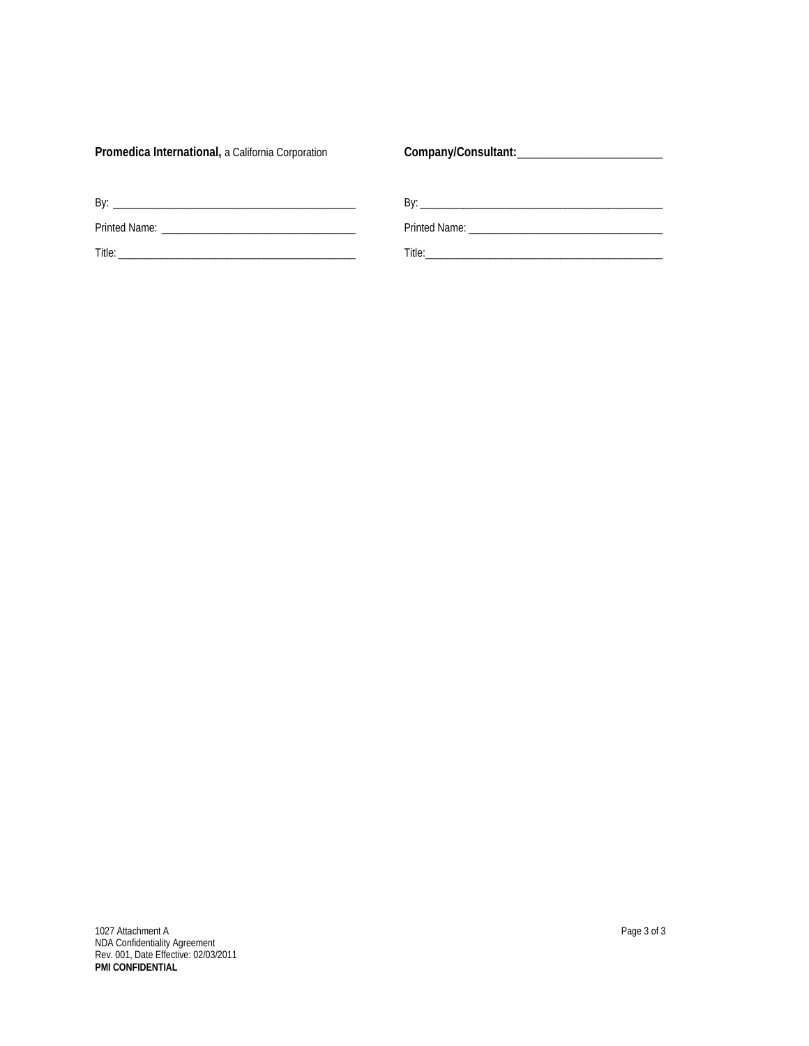| **Promedica International,** a California Corporation | **Company/Consultant:**_________________________ |
| --- | --- |
| By: _____________________________________________ | By: _____________________________________________ |
| Printed Name: ___________________________________ | Printed Name: ___________________________________ |
| Title: ___________________________________________ | Title:___________________________________________ |

1027 Attachment A
NDA Confidentiality Agreement
Rev. 001, Date Effective: 02/03/2011
**PMI CONFIDENTIAL**